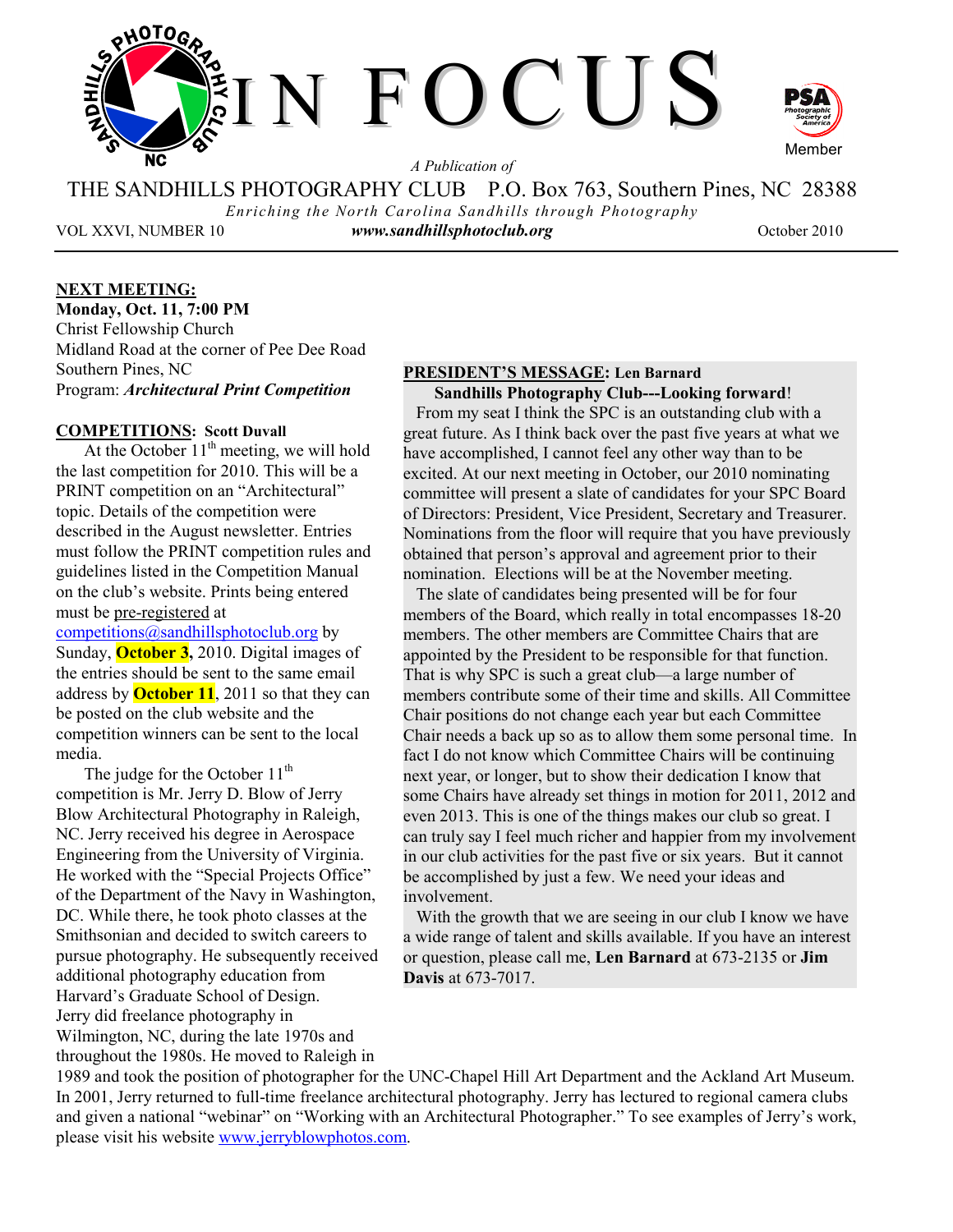# IN FOCUS

*A Publication of*

THE SANDHILLS PHOTOGRAPHY CLUB P.O. Box 763, Southern Pines, NC 28388

*Enriching the North Carolina Sandhills through Photography*

VOL XXVI, NUMBER 10 ***www.sandhillsphotoclub.org*** October 2010

**NEXT MEETING:**
**Monday, Oct. 11, 7:00 PM**
Christ Fellowship Church
Midland Road at the corner of Pee Dee Road
Southern Pines, NC
Program: ***Architectural Print Competition***

**COMPETITIONS: Scott Duvall**

At the October 11th meeting, we will hold the last competition for 2010. This will be a PRINT competition on an "Architectural" topic. Details of the competition were described in the August newsletter. Entries must follow the PRINT competition rules and guidelines listed in the Competition Manual on the club's website. Prints being entered must be pre-registered at competitions@sandhillsphotoclub.org by Sunday, **October 3**, 2010. Digital images of the entries should be sent to the same email address by **October 11**, 2011 so that they can be posted on the club website and the competition winners can be sent to the local media.

The judge for the October 11th competition is Mr. Jerry D. Blow of Jerry Blow Architectural Photography in Raleigh, NC. Jerry received his degree in Aerospace Engineering from the University of Virginia. He worked with the "Special Projects Office" of the Department of the Navy in Washington, DC. While there, he took photo classes at the Smithsonian and decided to switch careers to pursue photography. He subsequently received additional photography education from Harvard's Graduate School of Design. Jerry did freelance photography in Wilmington, NC, during the late 1970s and throughout the 1980s. He moved to Raleigh in 1989 and took the position of photographer for the UNC-Chapel Hill Art Department and the Ackland Art Museum. In 2001, Jerry returned to full-time freelance architectural photography. Jerry has lectured to regional camera clubs and given a national "webinar" on "Working with an Architectural Photographer." To see examples of Jerry's work, please visit his website www.jerryblowphotos.com.

**PRESIDENT'S MESSAGE: Len Barnard**

**Sandhills Photography Club---Looking forward!**

From my seat I think the SPC is an outstanding club with a great future. As I think back over the past five years at what we have accomplished, I cannot feel any other way than to be excited. At our next meeting in October, our 2010 nominating committee will present a slate of candidates for your SPC Board of Directors: President, Vice President, Secretary and Treasurer. Nominations from the floor will require that you have previously obtained that person's approval and agreement prior to their nomination. Elections will be at the November meeting.

The slate of candidates being presented will be for four members of the Board, which really in total encompasses 18-20 members. The other members are Committee Chairs that are appointed by the President to be responsible for that function. That is why SPC is such a great club—a large number of members contribute some of their time and skills. All Committee Chair positions do not change each year but each Committee Chair needs a back up so as to allow them some personal time. In fact I do not know which Committee Chairs will be continuing next year, or longer, but to show their dedication I know that some Chairs have already set things in motion for 2011, 2012 and even 2013. This is one of the things makes our club so great. I can truly say I feel much richer and happier from my involvement in our club activities for the past five or six years. But it cannot be accomplished by just a few. We need your ideas and involvement.

With the growth that we are seeing in our club I know we have a wide range of talent and skills available. If you have an interest or question, please call me, **Len Barnard** at 673-2135 or **Jim Davis** at 673-7017.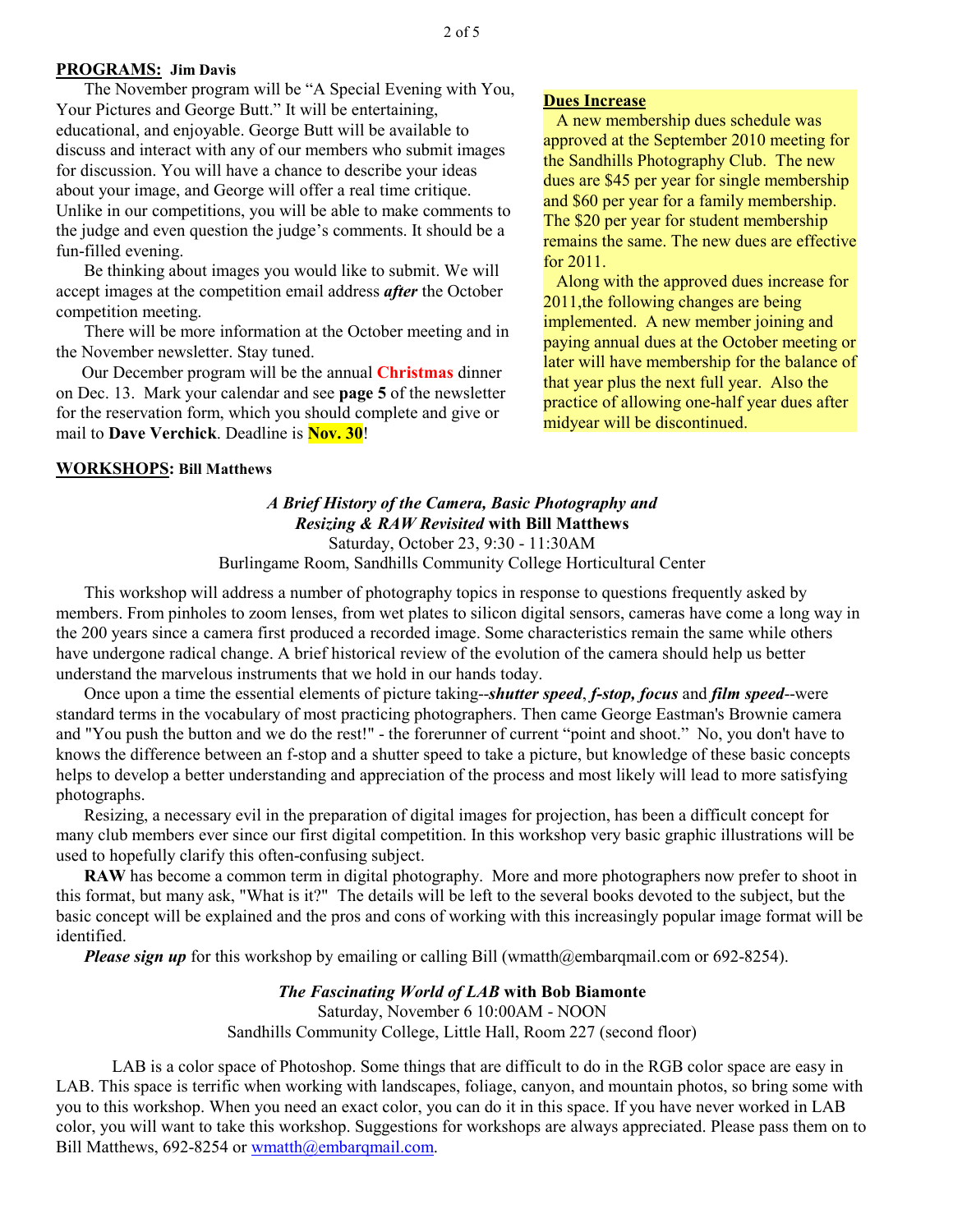## **PROGRAMS:** Jim Davis

The November program will be "A Special Evening with You, Your Pictures and George Butt." It will be entertaining, educational, and enjoyable. George Butt will be available to discuss and interact with any of our members who submit images for discussion. You will have a chance to describe your ideas about your image, and George will offer a real time critique. Unlike in our competitions, you will be able to make comments to the judge and even question the judge's comments. It should be a fun-filled evening.

Be thinking about images you would like to submit. We will accept images at the competition email address ***after*** the October competition meeting.

There will be more information at the October meeting and in the November newsletter. Stay tuned.

Our December program will be the annual **Christmas** dinner on Dec. 13. Mark your calendar and see **page 5** of the newsletter for the reservation form, which you should complete and give or mail to **Dave Verchick**. Deadline is **Nov. 30**!

### **Dues Increase**

A new membership dues schedule was approved at the September 2010 meeting for the Sandhills Photography Club. The new dues are $45 per year for single membership and $60 per year for a family membership. The $20 per year for student membership remains the same. The new dues are effective for 2011.

Along with the approved dues increase for 2011,the following changes are being implemented. A new member joining and paying annual dues at the October meeting or later will have membership for the balance of that year plus the next full year. Also the practice of allowing one-half year dues after midyear will be discontinued.

## **WORKSHOPS:** Bill Matthews

***A Brief History of the Camera, Basic Photography and Resizing & RAW Revisited*** **with Bill Matthews**
Saturday, October 23, 9:30 - 11:30AM
Burlingame Room, Sandhills Community College Horticultural Center

This workshop will address a number of photography topics in response to questions frequently asked by members. From pinholes to zoom lenses, from wet plates to silicon digital sensors, cameras have come a long way in the 200 years since a camera first produced a recorded image. Some characteristics remain the same while others have undergone radical change. A brief historical review of the evolution of the camera should help us better understand the marvelous instruments that we hold in our hands today.

Once upon a time the essential elements of picture taking--***shutter speed***, ***f-stop, focus*** and ***film speed***--were standard terms in the vocabulary of most practicing photographers. Then came George Eastman's Brownie camera and "You push the button and we do the rest!" - the forerunner of current "point and shoot." No, you don't have to knows the difference between an f-stop and a shutter speed to take a picture, but knowledge of these basic concepts helps to develop a better understanding and appreciation of the process and most likely will lead to more satisfying photographs.

Resizing, a necessary evil in the preparation of digital images for projection, has been a difficult concept for many club members ever since our first digital competition. In this workshop very basic graphic illustrations will be used to hopefully clarify this often-confusing subject.

**RAW** has become a common term in digital photography. More and more photographers now prefer to shoot in this format, but many ask, "What is it?" The details will be left to the several books devoted to the subject, but the basic concept will be explained and the pros and cons of working with this increasingly popular image format will be identified.

***Please sign up*** for this workshop by emailing or calling Bill (wmatth@embarqmail.com or 692-8254).

***The Fascinating World of LAB*** **with Bob Biamonte**
Saturday, November 6 10:00AM - NOON
Sandhills Community College, Little Hall, Room 227 (second floor)

LAB is a color space of Photoshop. Some things that are difficult to do in the RGB color space are easy in LAB. This space is terrific when working with landscapes, foliage, canyon, and mountain photos, so bring some with you to this workshop. When you need an exact color, you can do it in this space. If you have never worked in LAB color, you will want to take this workshop. Suggestions for workshops are always appreciated. Please pass them on to Bill Matthews, 692-8254 or wmatth@embarqmail.com.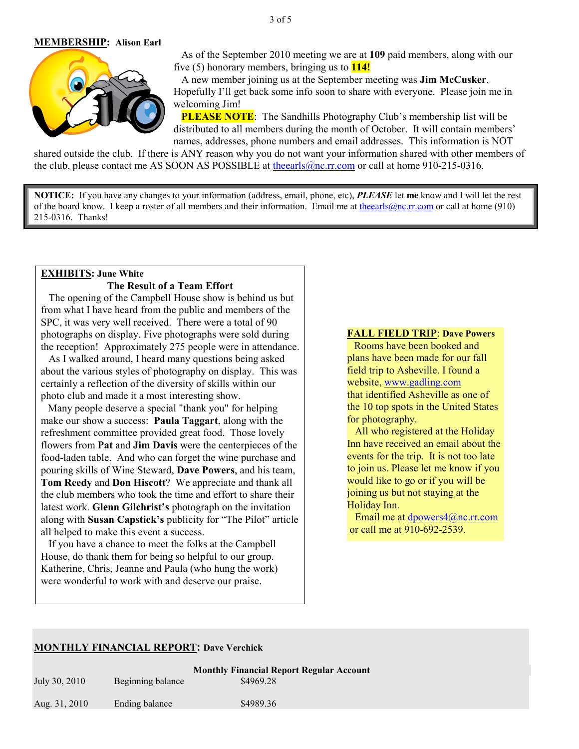**MEMBERSHIP: Alison Earl**

As of the September 2010 meeting we are at **109** paid members, along with our five (5) honorary members, bringing us to **114!**

A new member joining us at the September meeting was **Jim McCusker**. Hopefully I'll get back some info soon to share with everyone. Please join me in welcoming Jim!

**PLEASE NOTE**: The Sandhills Photography Club's membership list will be distributed to all members during the month of October. It will contain members' names, addresses, phone numbers and email addresses. This information is NOT shared outside the club. If there is ANY reason why you do not want your information shared with other members of the club, please contact me AS SOON AS POSSIBLE at theearls@nc.rr.com or call at home 910-215-0316.

**NOTICE:** If you have any changes to your information (address, email, phone, etc), ***PLEASE*** let **me** know and I will let the rest of the board know. I keep a roster of all members and their information. Email me at theearls@nc.rr.com or call at home (910) 215-0316. Thanks!

**EXHIBITS: June White**

**The Result of a Team Effort**

The opening of the Campbell House show is behind us but from what I have heard from the public and members of the SPC, it was very well received. There were a total of 90 photographs on display. Five photographs were sold during the reception! Approximately 275 people were in attendance.

As I walked around, I heard many questions being asked about the various styles of photography on display. This was certainly a reflection of the diversity of skills within our photo club and made it a most interesting show.

Many people deserve a special "thank you" for helping make our show a success: **Paula Taggart**, along with the refreshment committee provided great food. Those lovely flowers from **Pat** and **Jim Davis** were the centerpieces of the food-laden table. And who can forget the wine purchase and pouring skills of Wine Steward, **Dave Powers**, and his team, **Tom Reedy** and **Don Hiscott**? We appreciate and thank all the club members who took the time and effort to share their latest work. **Glenn Gilchrist's** photograph on the invitation along with **Susan Capstick's** publicity for "The Pilot" article all helped to make this event a success.

If you have a chance to meet the folks at the Campbell House, do thank them for being so helpful to our group. Katherine, Chris, Jeanne and Paula (who hung the work) were wonderful to work with and deserve our praise.

**FALL FIELD TRIP: Dave Powers**

Rooms have been booked and plans have been made for our fall field trip to Asheville. I found a website, www.gadling.com that identified Asheville as one of the 10 top spots in the United States for photography.

All who registered at the Holiday Inn have received an email about the events for the trip. It is not too late to join us. Please let me know if you would like to go or if you will be joining us but not staying at the Holiday Inn.

Email me at dpowers4@nc.rr.com or call me at 910-692-2539.

**MONTHLY FINANCIAL REPORT: Dave Verchick**

**Monthly Financial Report Regular Account**

| | | |
|---|---|---|
| July 30, 2010 | Beginning balance | $4969.28 |
| Aug. 31, 2010 | Ending balance | $4989.36 |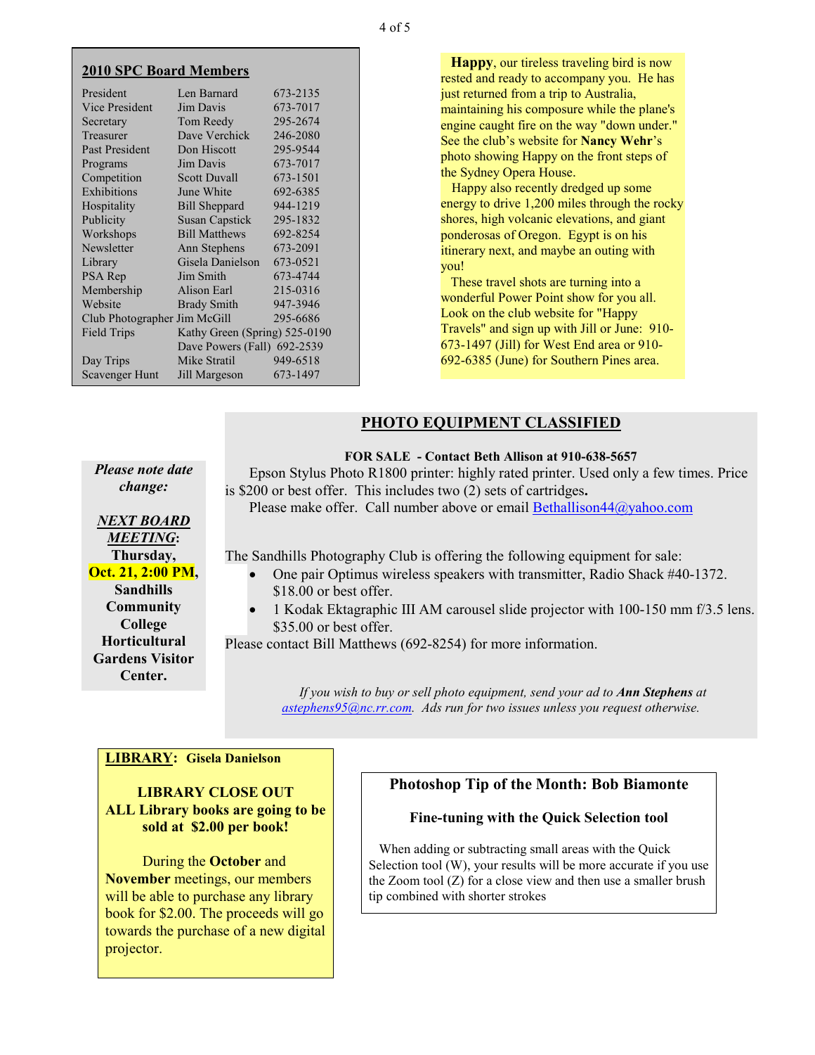## 2010 SPC Board Members

| | | |
|---|---|---|
| President | Len Barnard | 673-2135 |
| Vice President | Jim Davis | 673-7017 |
| Secretary | Tom Reedy | 295-2674 |
| Treasurer | Dave Verchick | 246-2080 |
| Past President | Don Hiscott | 295-9544 |
| Programs | Jim Davis | 673-7017 |
| Competition | Scott Duvall | 673-1501 |
| Exhibitions | June White | 692-6385 |
| Hospitality | Bill Sheppard | 944-1219 |
| Publicity | Susan Capstick | 295-1832 |
| Workshops | Bill Matthews | 692-8254 |
| Newsletter | Ann Stephens | 673-2091 |
| Library | Gisela Danielson | 673-0521 |
| PSA Rep | Jim Smith | 673-4744 |
| Membership | Alison Earl | 215-0316 |
| Website | Brady Smith | 947-3946 |
| Club Photographer | Jim McGill | 295-6686 |
| Field Trips | Kathy Green (Spring) | 525-0190 |
| | Dave Powers (Fall) | 692-2539 |
| Day Trips | Mike Stratil | 949-6518 |
| Scavenger Hunt | Jill Margeson | 673-1497 |

**Happy**, our tireless traveling bird is now rested and ready to accompany you. He has just returned from a trip to Australia, maintaining his composure while the plane's engine caught fire on the way "down under." See the club's website for **Nancy Wehr**'s photo showing Happy on the front steps of the Sydney Opera House.

Happy also recently dredged up some energy to drive 1,200 miles through the rocky shores, high volcanic elevations, and giant ponderosas of Oregon. Egypt is on his itinerary next, and maybe an outing with you!

These travel shots are turning into a wonderful Power Point show for you all. Look on the club website for "Happy Travels" and sign up with Jill or June: 910-673-1497 (Jill) for West End area or 910-692-6385 (June) for Southern Pines area.

*Please note date change:*

***NEXT BOARD MEETING*: Thursday, Oct. 21, 2:00 PM, Sandhills Community College Horticultural Gardens Visitor Center.**

## PHOTO EQUIPMENT CLASSIFIED

**FOR SALE - Contact Beth Allison at 910-638-5657**

Epson Stylus Photo R1800 printer: highly rated printer. Used only a few times. Price is $200 or best offer. This includes two (2) sets of cartridges**.**

Please make offer. Call number above or email Bethallison44@yahoo.com

The Sandhills Photography Club is offering the following equipment for sale:

- One pair Optimus wireless speakers with transmitter, Radio Shack #40-1372. $18.00 or best offer.
- 1 Kodak Ektagraphic III AM carousel slide projector with 100-150 mm f/3.5 lens. $35.00 or best offer.

Please contact Bill Matthews (692-8254) for more information.

*If you wish to buy or sell photo equipment, send your ad to* ***Ann Stephens*** *at astephens95@nc.rr.com. Ads run for two issues unless you request otherwise.*

**LIBRARY: Gisela Danielson**

**LIBRARY CLOSE OUT**
**ALL Library books are going to be sold at $2.00 per book!**

During the **October** and **November** meetings, our members will be able to purchase any library book for $2.00. The proceeds will go towards the purchase of a new digital projector.

### Photoshop Tip of the Month: Bob Biamonte

**Fine-tuning with the Quick Selection tool**

When adding or subtracting small areas with the Quick Selection tool (W), your results will be more accurate if you use the Zoom tool (Z) for a close view and then use a smaller brush tip combined with shorter strokes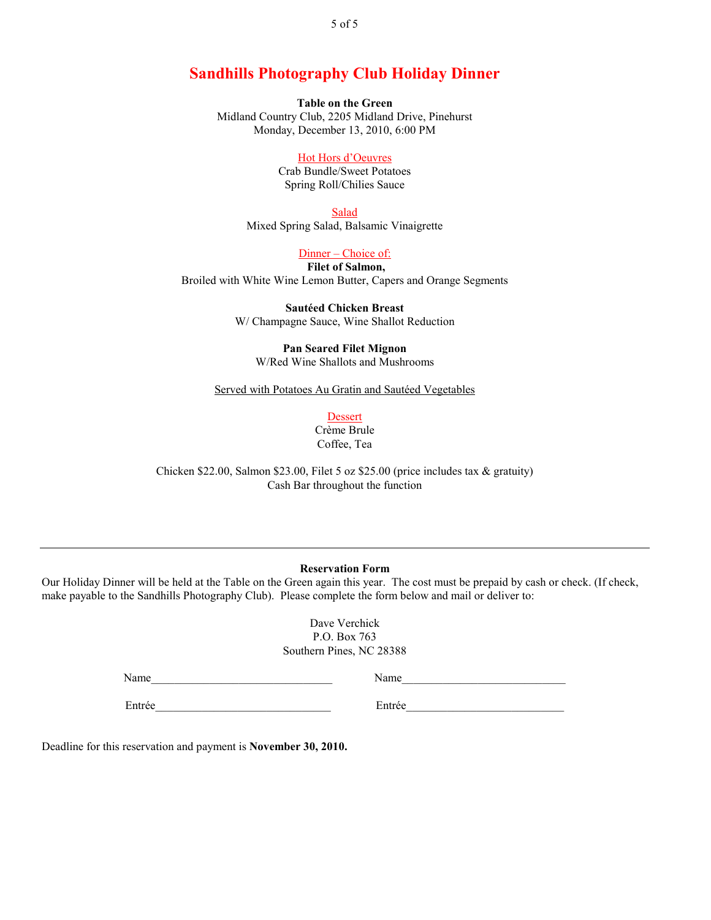# Sandhills Photography Club Holiday Dinner

**Table on the Green**
Midland Country Club, 2205 Midland Drive, Pinehurst
Monday, December 13, 2010, 6:00 PM

Hot Hors d'Oeuvres
Crab Bundle/Sweet Potatoes
Spring Roll/Chilies Sauce

Salad
Mixed Spring Salad, Balsamic Vinaigrette

Dinner – Choice of:
**Filet of Salmon,**
Broiled with White Wine Lemon Butter, Capers and Orange Segments

**Sautéed Chicken Breast**
W/ Champagne Sauce, Wine Shallot Reduction

**Pan Seared Filet Mignon**
W/Red Wine Shallots and Mushrooms

Served with Potatoes Au Gratin and Sautéed Vegetables

Dessert
Crème Brule
Coffee, Tea

Chicken $22.00, Salmon $23.00, Filet 5 oz $25.00 (price includes tax & gratuity)
Cash Bar throughout the function

---

**Reservation Form**

Our Holiday Dinner will be held at the Table on the Green again this year. The cost must be prepaid by cash or check. (If check, make payable to the Sandhills Photography Club). Please complete the form below and mail or deliver to:

Dave Verchick
P.O. Box 763
Southern Pines, NC 28388

Name_______________________________ Name____________________________

Entrée______________________________ Entrée___________________________

Deadline for this reservation and payment is **November 30, 2010.**